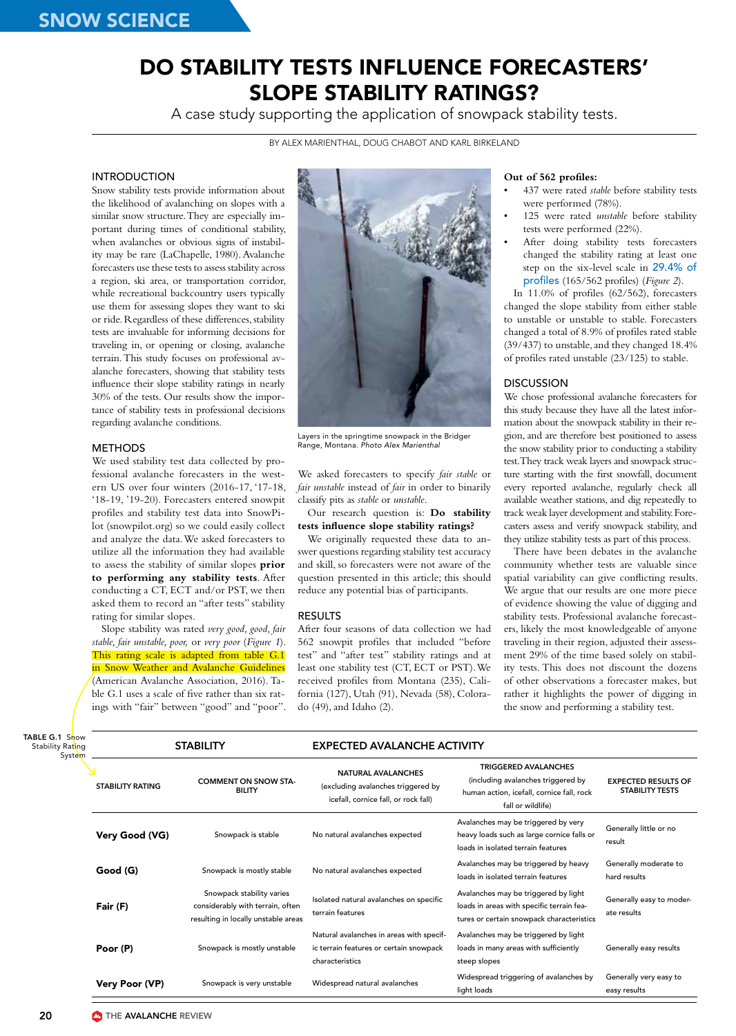# DO STABILITY TESTS INFLUENCE FORECASTERS' SLOPE STABILITY RATINGS?

A case study supporting the application of snowpack stability tests.

BY ALEX MARIENTHAL, DOUG CHABOT AND KARL BIRKELAND

## INTRODUCTION

Snow stability tests provide information about the likelihood of avalanching on slopes with a similar snow structure. They are especially important during times of conditional stability, when avalanches or obvious signs of instability may be rare (LaChapelle, 1980). Avalanche forecasters use these tests to assess stability across a region, ski area, or transportation corridor, while recreational backcountry users typically use them for assessing slopes they want to ski or ride. Regardless of these differences, stability tests are invaluable for informing decisions for traveling in, or opening or closing, avalanche terrain. This study focuses on professional avalanche forecasters, showing that stability tests influence their slope stability ratings in nearly 30% of the tests. Our results show the importance of stability tests in professional decisions regarding avalanche conditions.

## METHODS

We used stability test data collected by professional avalanche forecasters in the western US over four winters (2016-17, '17-18, '18-19, '19-20). Forecasters entered snowpit profiles and stability test data into SnowPilot (snowpilot.org) so we could easily collect and analyze the data. We asked forecasters to utilize all the information they had available to assess the stability of similar slopes **prior to performing any stability tests**. After conducting a CT, ECT and/or PST, we then asked them to record an "after tests" stability rating for similar slopes.

Slope stability was rated *very good, good, fair stable, fair unstable, poor,* or *very poor* (*Figure 1*). This rating scale is adapted from table G.1 in Snow Weather and Avalanche Guidelines (American Avalanche Association, 2016). Table G.1 uses a scale of five rather than six ratings with "fair" between "good" and "poor". We asked forecasters to specify *fair stable* or *fair unstable* instead of *fair* in order to binarily classify pits as *stable* or *unstable*.

Our research question is: **Do stability tests influence slope stability ratings?**

We originally requested these data to answer questions regarding stability test accuracy and skill, so forecasters were not aware of the question presented in this article; this should reduce any potential bias of participants.

Layers in the springtime snowpack in the Bridger Range, Montana. *Photo Alex Marienthal*

## RESULTS

After four seasons of data collection we had 562 snowpit profiles that included "before test" and "after test" stability ratings and at least one stability test (CT, ECT or PST). We received profiles from Montana (235), California (127), Utah (91), Nevada (58), Colorado (49), and Idaho (2).

**Out of 562 profiles:**

- 437 were rated *stable* before stability tests were performed (78%).
- 125 were rated *unstable* before stability tests were performed (22%).
- After doing stability tests forecasters changed the stability rating at least one step on the six-level scale in 29.4% of profiles (165/562 profiles) (*Figure 2*).

In 11.0% of profiles (62/562), forecasters changed the slope stability from either stable to unstable or unstable to stable. Forecasters changed a total of 8.9% of profiles rated stable (39/437) to unstable, and they changed 18.4% of profiles rated unstable (23/125) to stable.

## DISCUSSION

We chose professional avalanche forecasters for this study because they have all the latest information about the snowpack stability in their region, and are therefore best positioned to assess the snow stability prior to conducting a stability test. They track weak layers and snowpack structure starting with the first snowfall, document every reported avalanche, regularly check all available weather stations, and dig repeatedly to track weak layer development and stability. Forecasters assess and verify snowpack stability, and they utilize stability tests as part of this process.

There have been debates in the avalanche community whether tests are valuable since spatial variability can give conflicting results. We argue that our results are one more piece of evidence showing the value of digging and stability tests. Professional avalanche forecasters, likely the most knowledgeable of anyone traveling in their region, adjusted their assessment 29% of the time based solely on stability tests. This does not discount the dozens of other observations a forecaster makes, but rather it highlights the power of digging in the snow and performing a stability test.

TABLE G.1 Snow Stability Rating System

| STABILITY | | EXPECTED AVALANCHE ACTIVITY | | |
|---|---|---|---|---|
| STABILITY RATING | COMMENT ON SNOW STABILITY | NATURAL AVALANCHES (excluding avalanches triggered by icefall, cornice fall, or rock fall) | TRIGGERED AVALANCHES (including avalanches triggered by human action, icefall, cornice fall, rock fall or wildlife) | EXPECTED RESULTS OF STABILITY TESTS |
| **Very Good (VG)** | Snowpack is stable | No natural avalanches expected | Avalanches may be triggered by very heavy loads such as large cornice falls or loads in isolated terrain features | Generally little or no result |
| **Good (G)** | Snowpack is mostly stable | No natural avalanches expected | Avalanches may be triggered by heavy loads in isolated terrain features | Generally moderate to hard results |
| **Fair (F)** | Snowpack stability varies considerably with terrain, often resulting in locally unstable areas | Isolated natural avalanches on specific terrain features | Avalanches may be triggered by light loads in areas with specific terrain features or certain snowpack characteristics | Generally easy to moderate results |
| **Poor (P)** | Snowpack is mostly unstable | Natural avalanches in areas with specific terrain features or certain snowpack characteristics | Avalanches may be triggered by light loads in many areas with sufficiently steep slopes | Generally easy results |
| **Very Poor (VP)** | Snowpack is very unstable | Widespread natural avalanches | Widespread triggering of avalanches by light loads | Generally very easy to easy results |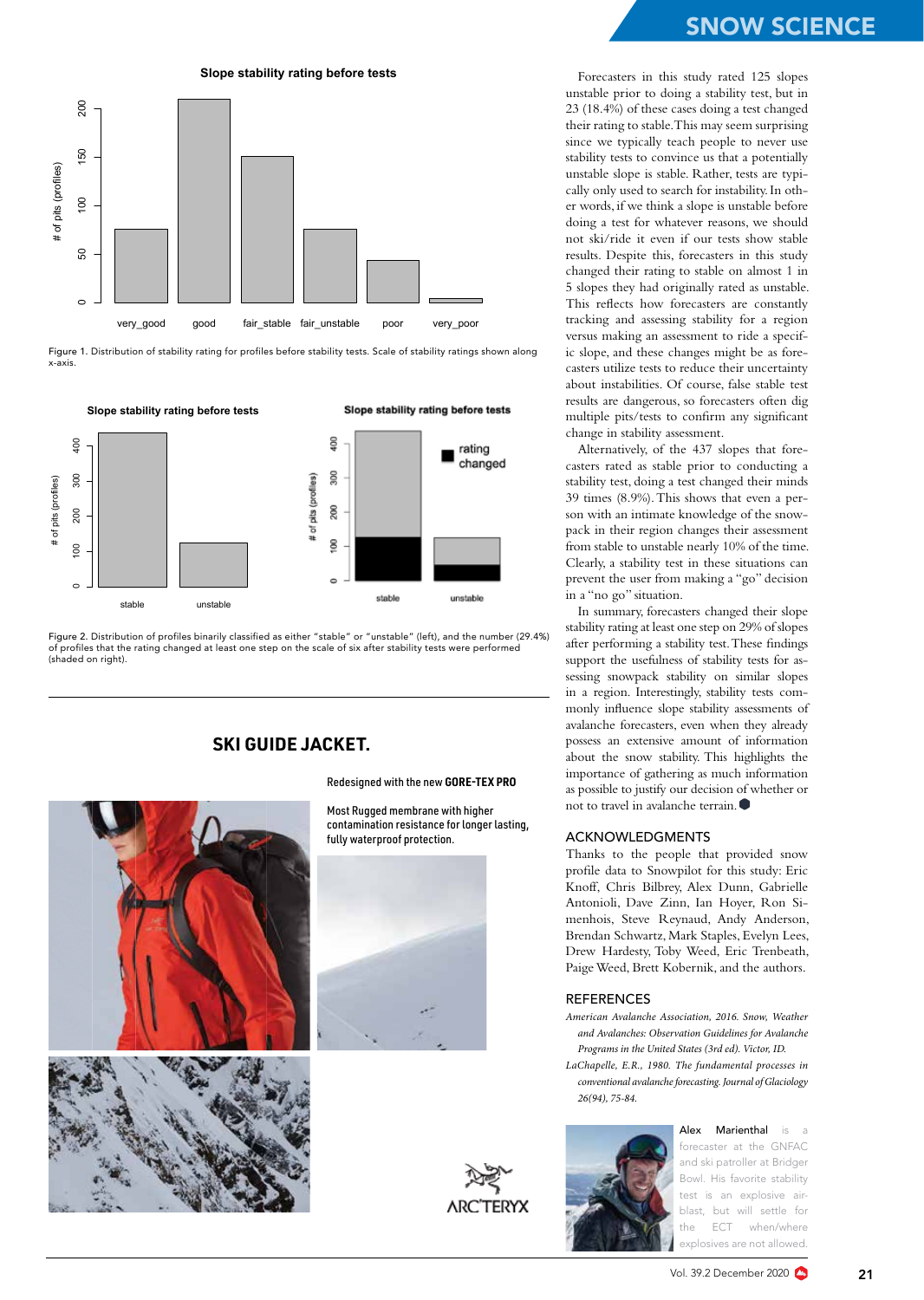Slope stability rating before tests

# of pits (profiles)

0
50
100
150
200

very_good
good
fair_stable
fair_unstable
poor
very_poor

Figure 1. Distribution of stability rating for profiles before stability tests. Scale of stability ratings shown along x-axis.

Slope stability rating before tests

# of pits (profiles)

0
100
200
300
400

stable
unstable

Slope stability rating before tests

# of pits (profiles)

0
100
200
300
400

rating changed

stable
unstable

Figure 2. Distribution of profiles binarily classified as either "stable" or "unstable" (left), and the number (29.4%) of profiles that the rating changed at least one step on the scale of six after stability tests were performed (shaded on right).

Forecasters in this study rated 125 slopes unstable prior to doing a stability test, but in 23 (18.4%) of these cases doing a test changed their rating to stable. This may seem surprising since we typically teach people to never use stability tests to convince us that a potentially unstable slope is stable. Rather, tests are typically only used to search for instability. In other words, if we think a slope is unstable before doing a test for whatever reasons, we should not ski/ride it even if our tests show stable results. Despite this, forecasters in this study changed their rating to stable on almost 1 in 5 slopes they had originally rated as unstable. This reflects how forecasters are constantly tracking and assessing stability for a region versus making an assessment to ride a specific slope, and these changes might be as forecasters utilize tests to reduce their uncertainty about instabilities. Of course, false stable test results are dangerous, so forecasters often dig multiple pits/tests to confirm any significant change in stability assessment.

Alternatively, of the 437 slopes that forecasters rated as stable prior to conducting a stability test, doing a test changed their minds 39 times (8.9%). This shows that even a person with an intimate knowledge of the snowpack in their region changes their assessment from stable to unstable nearly 10% of the time. Clearly, a stability test in these situations can prevent the user from making a "go" decision in a "no go" situation.

In summary, forecasters changed their slope stability rating at least one step on 29% of slopes after performing a stability test. These findings support the usefulness of stability tests for assessing snowpack stability on similar slopes in a region. Interestingly, stability tests commonly influence slope stability assessments of avalanche forecasters, even when they already possess an extensive amount of information about the snow stability. This highlights the importance of gathering as much information as possible to justify our decision of whether or not to travel in avalanche terrain.

## ACKNOWLEDGMENTS

Thanks to the people that provided snow profile data to Snowpilot for this study: Eric Knoff, Chris Bilbrey, Alex Dunn, Gabrielle Antonioli, Dave Zinn, Ian Hoyer, Ron Simenhois, Steve Reynaud, Andy Anderson, Brendan Schwartz, Mark Staples, Evelyn Lees, Drew Hardesty, Toby Weed, Eric Trenbeath, Paige Weed, Brett Kobernik, and the authors.

## REFERENCES

*American Avalanche Association, 2016. Snow, Weather and Avalanches: Observation Guidelines for Avalanche Programs in the United States (3rd ed). Victor, ID.*

*LaChapelle, E.R., 1980. The fundamental processes in conventional avalanche forecasting. Journal of Glaciology 26(94), 75-84.*

**Alex Marienthal** is a forecaster at the GNFAC and ski patroller at Bridger Bowl. His favorite stability test is an explosive airblast, but will settle for the ECT when/where explosives are not allowed.

---

## SKI GUIDE JACKET.

Redesigned with the new **GORE-TEX PRO**

Most Rugged membrane with higher contamination resistance for longer lasting, fully waterproof protection.

ARC'TERYX